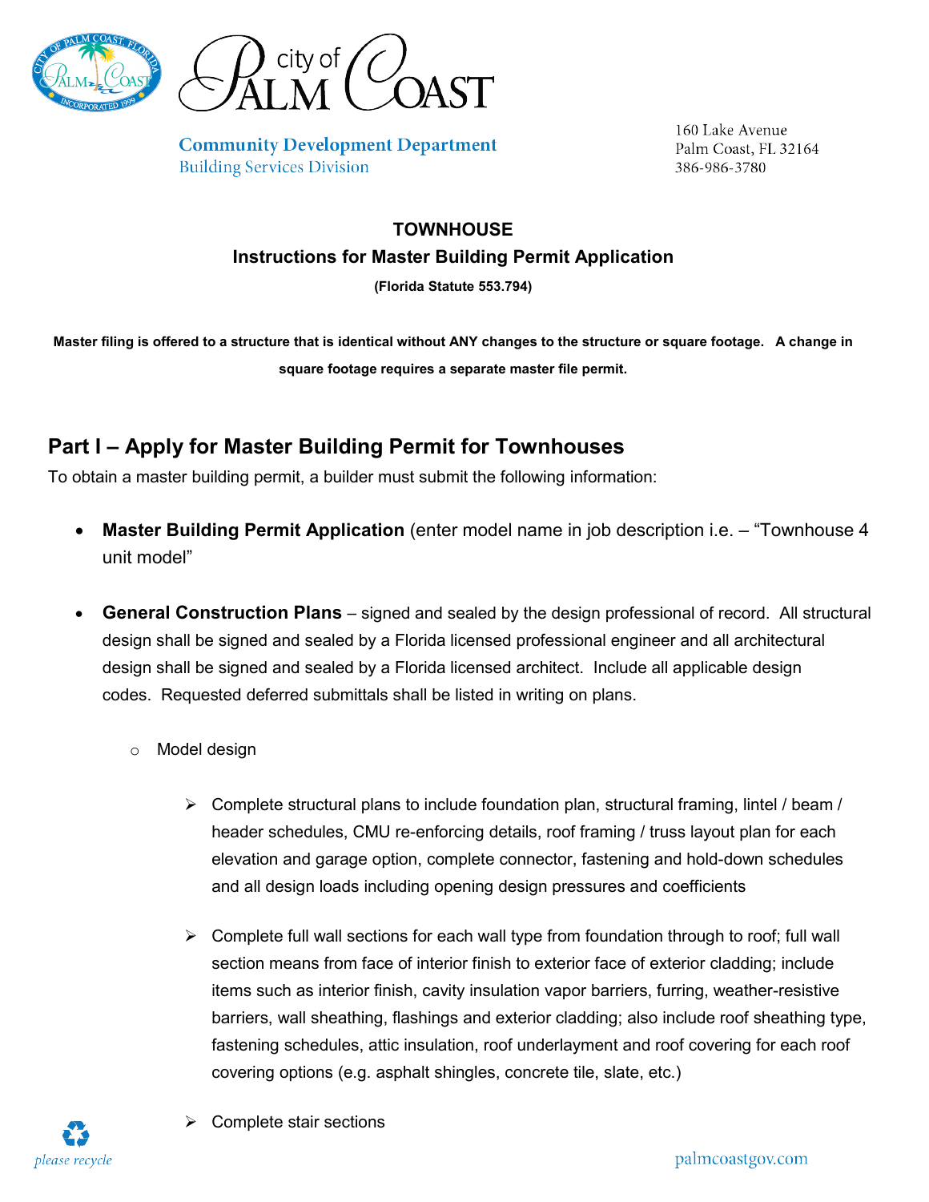city of Palm Coast

**Community Development Department**
Building Services Division

160 Lake Avenue
Palm Coast, FL 32164
386-986-3780

# TOWNHOUSE
## Instructions for Master Building Permit Application
**(Florida Statute 553.794)**

**Master filing is offered to a structure that is identical without ANY changes to the structure or square footage. A change in square footage requires a separate master file permit.**

## Part I – Apply for Master Building Permit for Townhouses

To obtain a master building permit, a builder must submit the following information:

- **Master Building Permit Application** (enter model name in job description i.e. – "Townhouse 4 unit model"
- **General Construction Plans** – signed and sealed by the design professional of record. All structural design shall be signed and sealed by a Florida licensed professional engineer and all architectural design shall be signed and sealed by a Florida licensed architect. Include all applicable design codes. Requested deferred submittals shall be listed in writing on plans.
  - Model design
    - Complete structural plans to include foundation plan, structural framing, lintel / beam / header schedules, CMU re-enforcing details, roof framing / truss layout plan for each elevation and garage option, complete connector, fastening and hold-down schedules and all design loads including opening design pressures and coefficients
    - Complete full wall sections for each wall type from foundation through to roof; full wall section means from face of interior finish to exterior face of exterior cladding; include items such as interior finish, cavity insulation vapor barriers, furring, weather-resistive barriers, wall sheathing, flashings and exterior cladding; also include roof sheathing type, fastening schedules, attic insulation, roof underlayment and roof covering for each roof covering options (e.g. asphalt shingles, concrete tile, slate, etc.)
    - Complete stair sections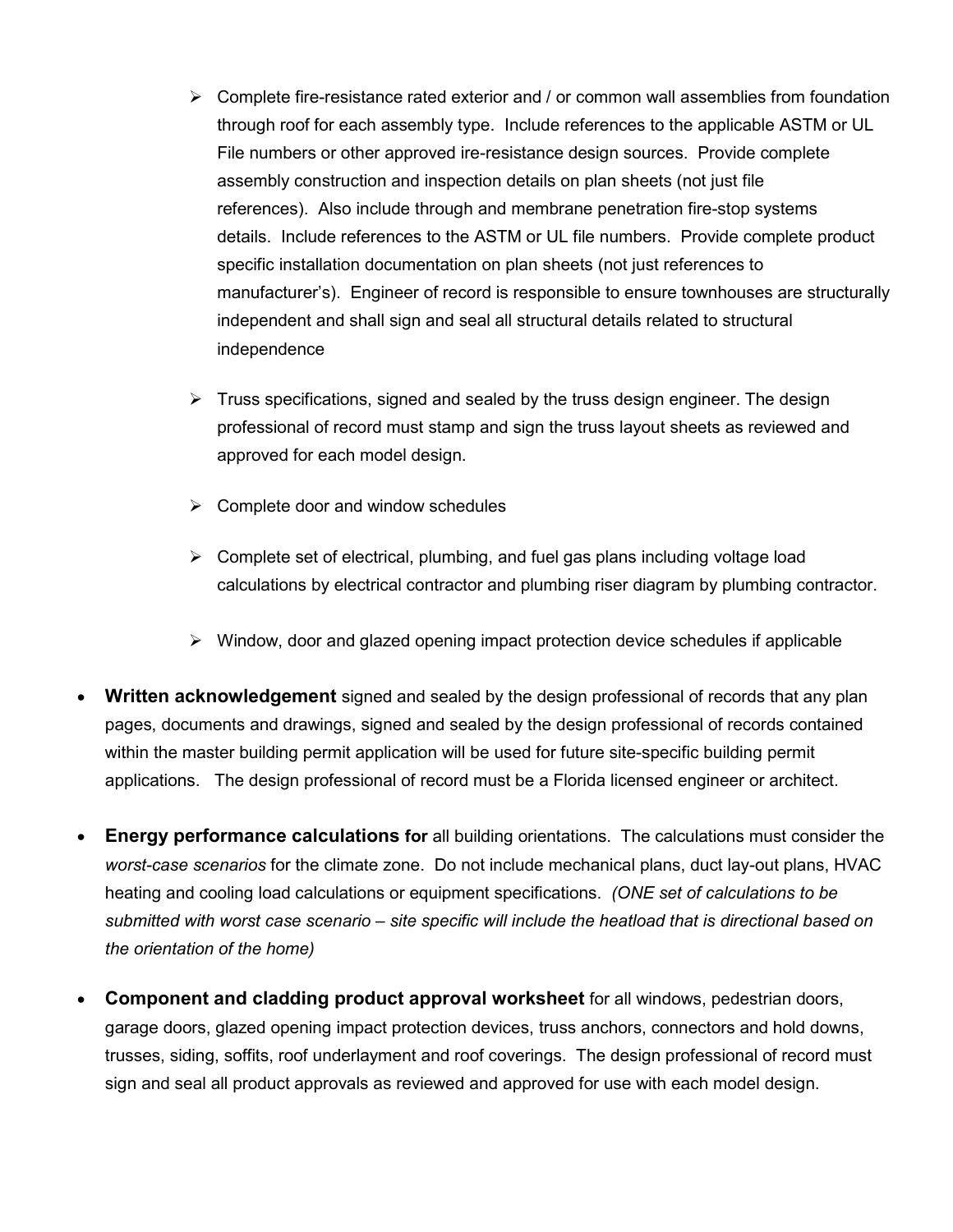- Complete fire-resistance rated exterior and / or common wall assemblies from foundation through roof for each assembly type. Include references to the applicable ASTM or UL File numbers or other approved ire-resistance design sources. Provide complete assembly construction and inspection details on plan sheets (not just file references). Also include through and membrane penetration fire-stop systems details. Include references to the ASTM or UL file numbers. Provide complete product specific installation documentation on plan sheets (not just references to manufacturer's). Engineer of record is responsible to ensure townhouses are structurally independent and shall sign and seal all structural details related to structural independence

  - Truss specifications, signed and sealed by the truss design engineer. The design professional of record must stamp and sign the truss layout sheets as reviewed and approved for each model design.

  - Complete door and window schedules

  - Complete set of electrical, plumbing, and fuel gas plans including voltage load calculations by electrical contractor and plumbing riser diagram by plumbing contractor.

  - Window, door and glazed opening impact protection device schedules if applicable

- **Written acknowledgement** signed and sealed by the design professional of records that any plan pages, documents and drawings, signed and sealed by the design professional of records contained within the master building permit application will be used for future site-specific building permit applications. The design professional of record must be a Florida licensed engineer or architect.

- **Energy performance calculations for** all building orientations. The calculations must consider the *worst-case scenarios* for the climate zone. Do not include mechanical plans, duct lay-out plans, HVAC heating and cooling load calculations or equipment specifications. *(ONE set of calculations to be submitted with worst case scenario – site specific will include the heatload that is directional based on the orientation of the home)*

- **Component and cladding product approval worksheet** for all windows, pedestrian doors, garage doors, glazed opening impact protection devices, truss anchors, connectors and hold downs, trusses, siding, soffits, roof underlayment and roof coverings. The design professional of record must sign and seal all product approvals as reviewed and approved for use with each model design.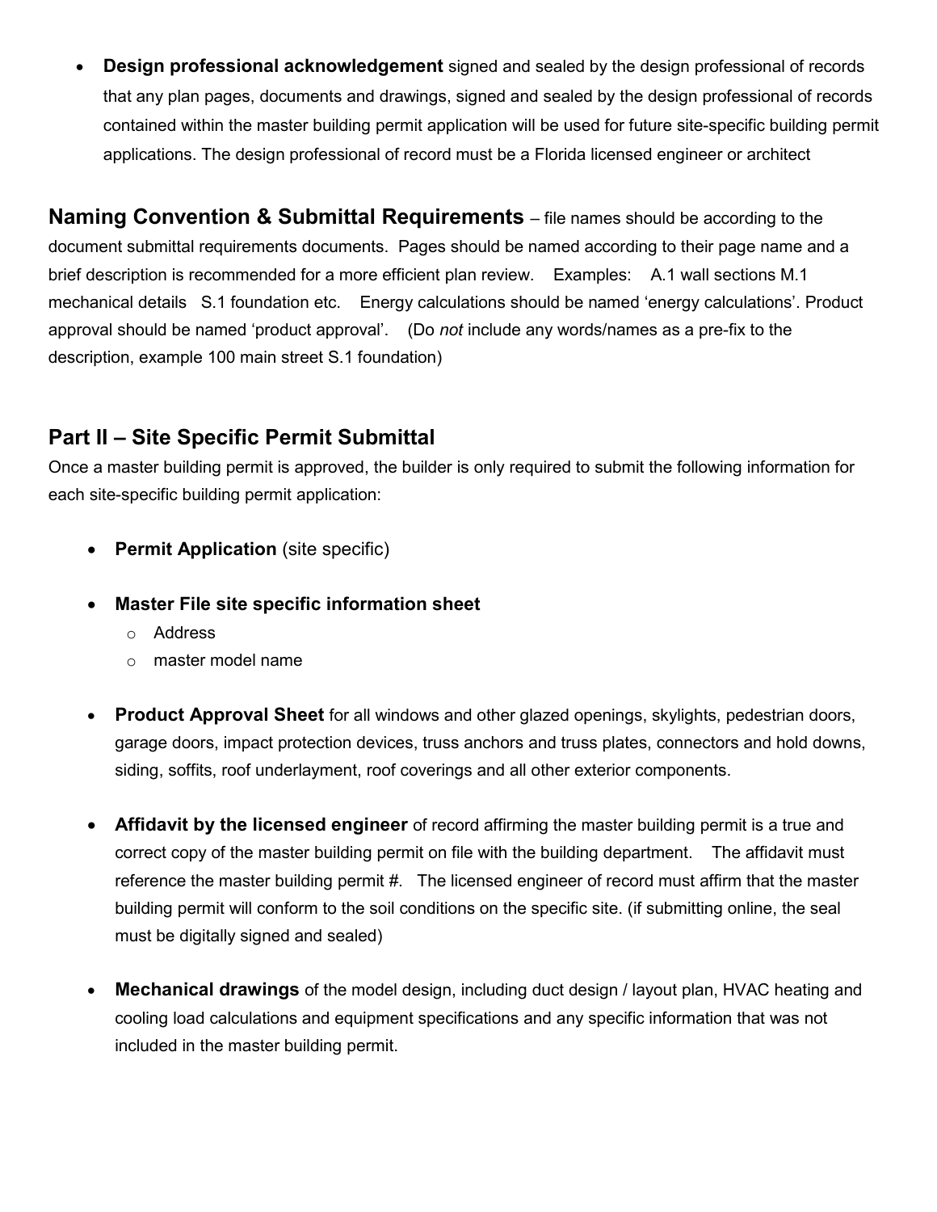- **Design professional acknowledgement** signed and sealed by the design professional of records that any plan pages, documents and drawings, signed and sealed by the design professional of records contained within the master building permit application will be used for future site-specific building permit applications. The design professional of record must be a Florida licensed engineer or architect

**Naming Convention & Submittal Requirements** – file names should be according to the document submittal requirements documents. Pages should be named according to their page name and a brief description is recommended for a more efficient plan review. Examples: A.1 wall sections M.1 mechanical details S.1 foundation etc. Energy calculations should be named 'energy calculations'. Product approval should be named 'product approval'. (Do *not* include any words/names as a pre-fix to the description, example 100 main street S.1 foundation)

## Part II – Site Specific Permit Submittal

Once a master building permit is approved, the builder is only required to submit the following information for each site-specific building permit application:

- **Permit Application** (site specific)
- **Master File site specific information sheet**
  - Address
  - master model name
- **Product Approval Sheet** for all windows and other glazed openings, skylights, pedestrian doors, garage doors, impact protection devices, truss anchors and truss plates, connectors and hold downs, siding, soffits, roof underlayment, roof coverings and all other exterior components.
- **Affidavit by the licensed engineer** of record affirming the master building permit is a true and correct copy of the master building permit on file with the building department. The affidavit must reference the master building permit #. The licensed engineer of record must affirm that the master building permit will conform to the soil conditions on the specific site. (if submitting online, the seal must be digitally signed and sealed)
- **Mechanical drawings** of the model design, including duct design / layout plan, HVAC heating and cooling load calculations and equipment specifications and any specific information that was not included in the master building permit.